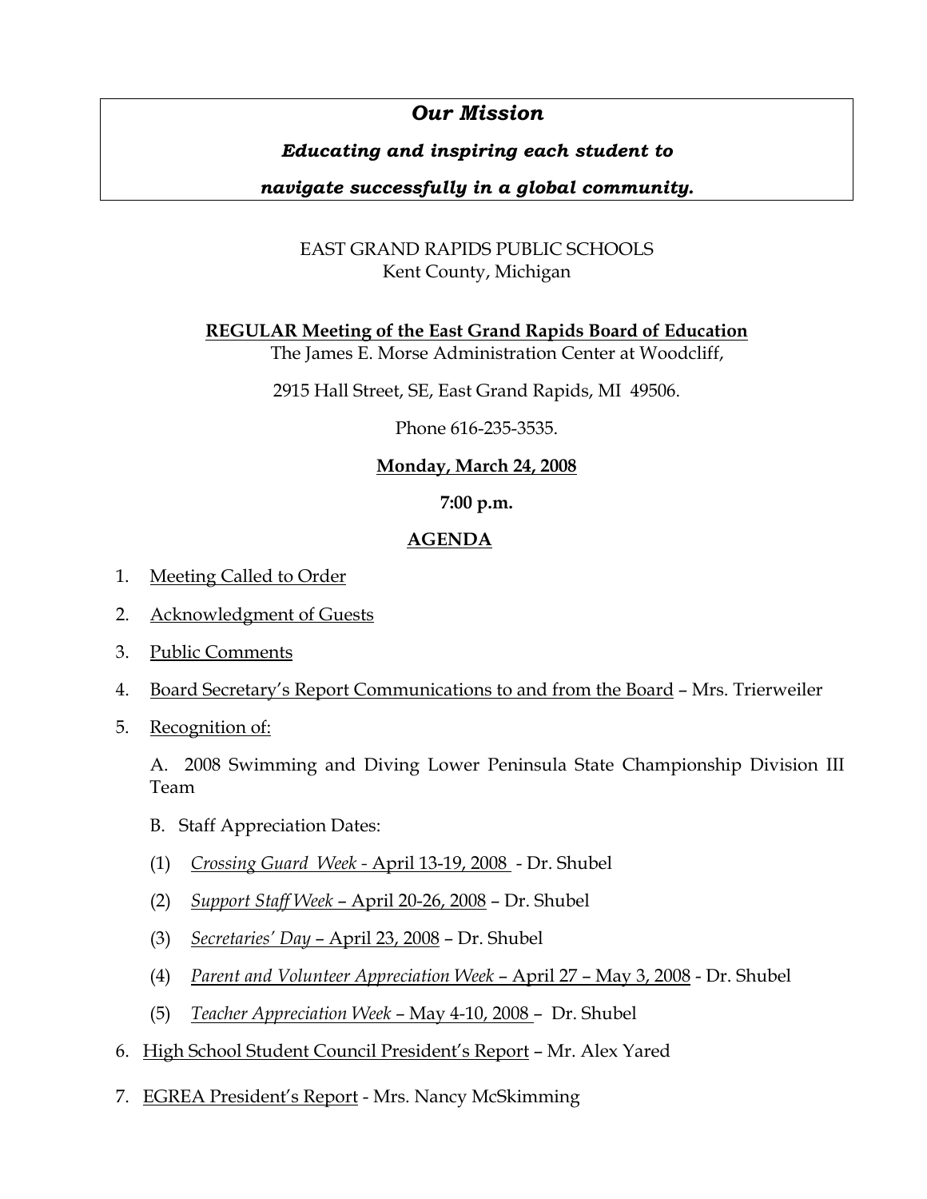## *Our Mission*

***Educating and inspiring each student to***

***navigate successfully in a global community.***

EAST GRAND RAPIDS PUBLIC SCHOOLS
Kent County, Michigan

**REGULAR Meeting of the East Grand Rapids Board of Education**
The James E. Morse Administration Center at Woodcliff,

2915 Hall Street, SE, East Grand Rapids, MI 49506.

Phone 616-235-3535.

**Monday, March 24, 2008**

**7:00 p.m.**

**AGENDA**

1. Meeting Called to Order
2. Acknowledgment of Guests
3. Public Comments
4. Board Secretary's Report Communications to and from the Board – Mrs. Trierweiler
5. Recognition of:

   A. 2008 Swimming and Diving Lower Peninsula State Championship Division III Team

   B. Staff Appreciation Dates:

   (1) *Crossing Guard Week* - April 13-19, 2008 - Dr. Shubel

   (2) *Support Staff Week* – April 20-26, 2008 – Dr. Shubel

   (3) *Secretaries' Day* – April 23, 2008 – Dr. Shubel

   (4) *Parent and Volunteer Appreciation Week* – April 27 – May 3, 2008 - Dr. Shubel

   (5) *Teacher Appreciation Week* – May 4-10, 2008 – Dr. Shubel

6. High School Student Council President's Report – Mr. Alex Yared
7. EGREA President's Report - Mrs. Nancy McSkimming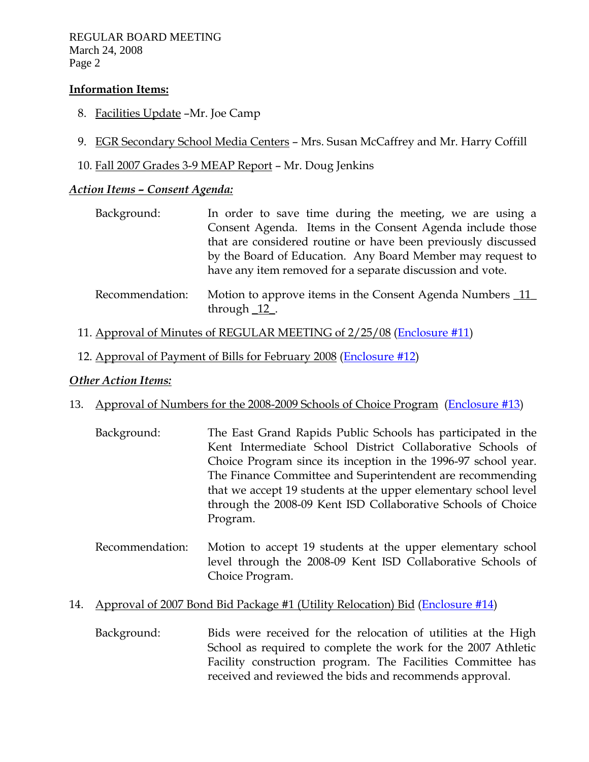**Information Items:**

8. Facilities Update –Mr. Joe Camp

9. EGR Secondary School Media Centers – Mrs. Susan McCaffrey and Mr. Harry Coffill

10. Fall 2007 Grades 3-9 MEAP Report – Mr. Doug Jenkins

***Action Items – Consent Agenda:***

Background: In order to save time during the meeting, we are using a Consent Agenda. Items in the Consent Agenda include those that are considered routine or have been previously discussed by the Board of Education. Any Board Member may request to have any item removed for a separate discussion and vote.

Recommendation: Motion to approve items in the Consent Agenda Numbers _11_ through _12_.

11. Approval of Minutes of REGULAR MEETING of 2/25/08 (Enclosure #11)

12. Approval of Payment of Bills for February 2008 (Enclosure #12)

***Other Action Items:***

13. Approval of Numbers for the 2008-2009 Schools of Choice Program (Enclosure #13)

Background: The East Grand Rapids Public Schools has participated in the Kent Intermediate School District Collaborative Schools of Choice Program since its inception in the 1996-97 school year. The Finance Committee and Superintendent are recommending that we accept 19 students at the upper elementary school level through the 2008-09 Kent ISD Collaborative Schools of Choice Program.

Recommendation: Motion to accept 19 students at the upper elementary school level through the 2008-09 Kent ISD Collaborative Schools of Choice Program.

14. Approval of 2007 Bond Bid Package #1 (Utility Relocation) Bid (Enclosure #14)

Background: Bids were received for the relocation of utilities at the High School as required to complete the work for the 2007 Athletic Facility construction program. The Facilities Committee has received and reviewed the bids and recommends approval.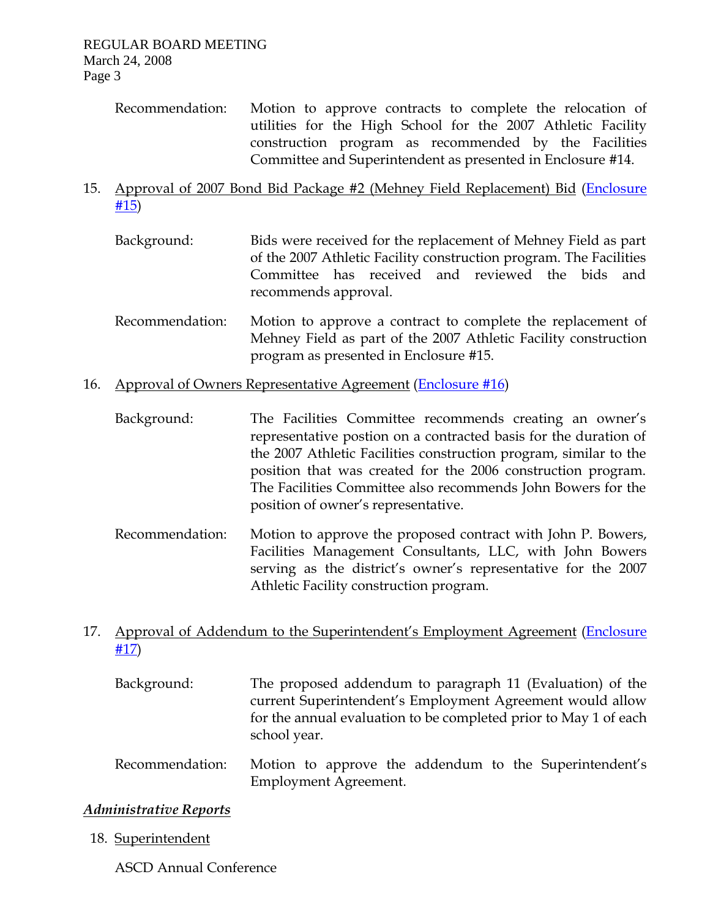Recommendation: Motion to approve contracts to complete the relocation of utilities for the High School for the 2007 Athletic Facility construction program as recommended by the Facilities Committee and Superintendent as presented in Enclosure #14.

15. Approval of 2007 Bond Bid Package #2 (Mehney Field Replacement) Bid (Enclosure #15)

    Background: Bids were received for the replacement of Mehney Field as part of the 2007 Athletic Facility construction program. The Facilities Committee has received and reviewed the bids and recommends approval.

    Recommendation: Motion to approve a contract to complete the replacement of Mehney Field as part of the 2007 Athletic Facility construction program as presented in Enclosure #15.

16. Approval of Owners Representative Agreement (Enclosure #16)

    Background: The Facilities Committee recommends creating an owner's representative postion on a contracted basis for the duration of the 2007 Athletic Facilities construction program, similar to the position that was created for the 2006 construction program. The Facilities Committee also recommends John Bowers for the position of owner's representative.

    Recommendation: Motion to approve the proposed contract with John P. Bowers, Facilities Management Consultants, LLC, with John Bowers serving as the district's owner's representative for the 2007 Athletic Facility construction program.

17. Approval of Addendum to the Superintendent's Employment Agreement (Enclosure #17)

    Background: The proposed addendum to paragraph 11 (Evaluation) of the current Superintendent's Employment Agreement would allow for the annual evaluation to be completed prior to May 1 of each school year.

    Recommendation: Motion to approve the addendum to the Superintendent's Employment Agreement.

***Administrative Reports***

18. Superintendent

    ASCD Annual Conference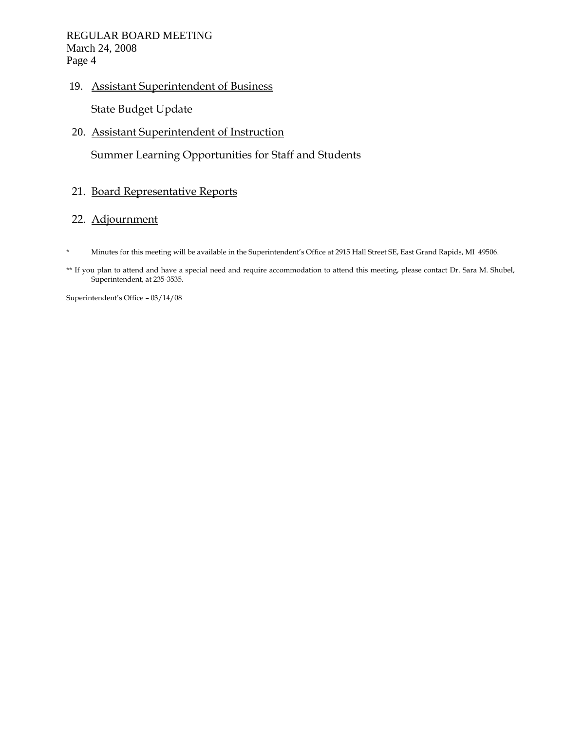19. <u>Assistant Superintendent of Business</u>

    State Budget Update

20. <u>Assistant Superintendent of Instruction</u>

    Summer Learning Opportunities for Staff and Students

21. <u>Board Representative Reports</u>

22. <u>Adjournment</u>

\* Minutes for this meeting will be available in the Superintendent's Office at 2915 Hall Street SE, East Grand Rapids, MI 49506.

\*\* If you plan to attend and have a special need and require accommodation to attend this meeting, please contact Dr. Sara M. Shubel, Superintendent, at 235-3535.

Superintendent's Office – 03/14/08